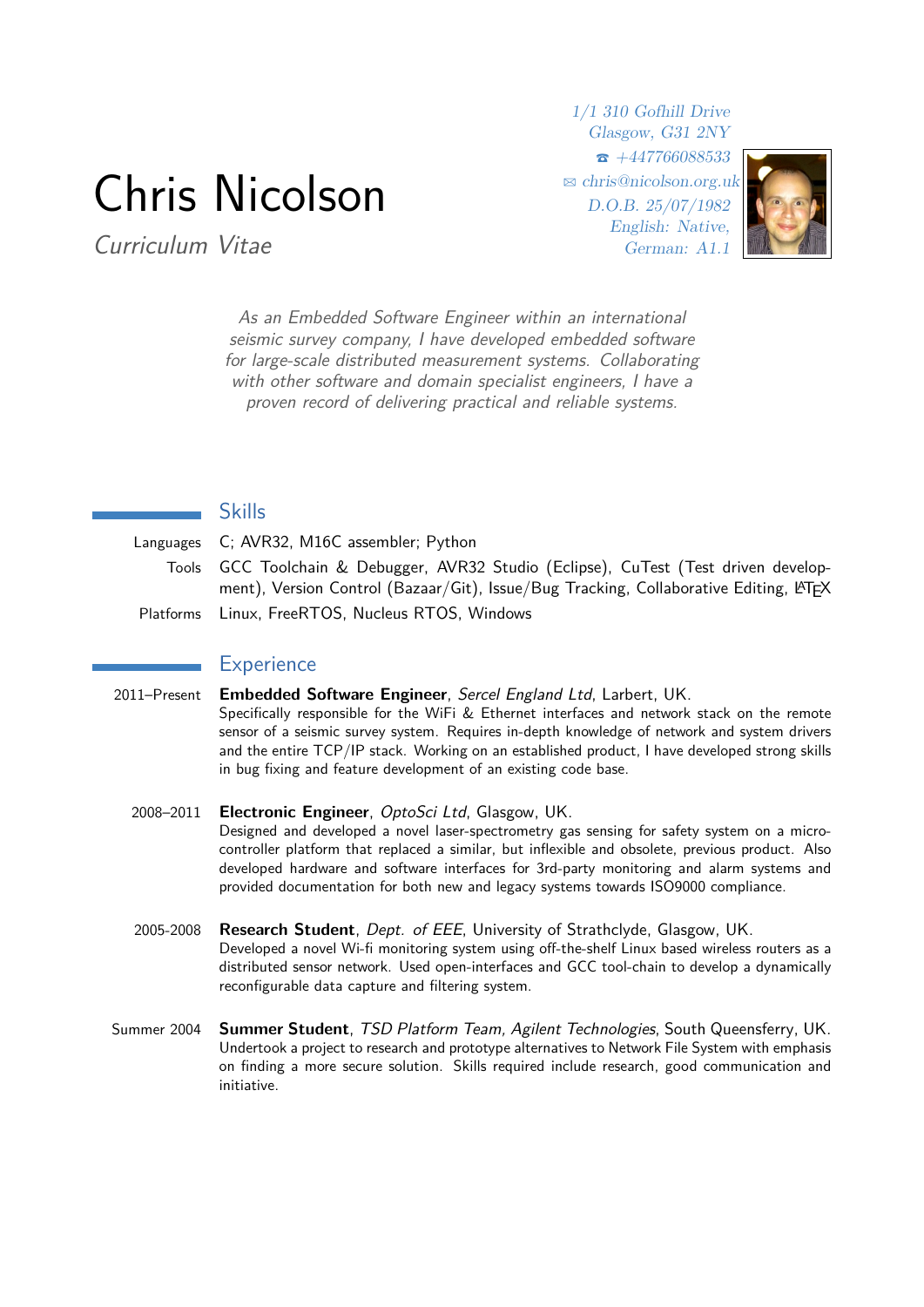# Chris Nicolson

*Curriculum Vitae*

*1/1 310 Gofhill Drive*
*Glasgow, G31 2NY*
☎ *+447766088533*
✉ *chris@nicolson.org.uk*
*D.O.B. 25/07/1982*
*English: Native,*
*German: A1.1*

*As an Embedded Software Engineer within an international seismic survey company, I have developed embedded software for large-scale distributed measurement systems. Collaborating with other software and domain specialist engineers, I have a proven record of delivering practical and reliable systems.*

## Skills

**Languages** C; AVR32, M16C assembler; Python

**Tools** GCC Toolchain & Debugger, AVR32 Studio (Eclipse), CuTest (Test driven development), Version Control (Bazaar/Git), Issue/Bug Tracking, Collaborative Editing, LaTeX

**Platforms** Linux, FreeRTOS, Nucleus RTOS, Windows

## Experience

2011–Present **Embedded Software Engineer**, *Sercel England Ltd*, Larbert, UK.
Specifically responsible for the WiFi & Ethernet interfaces and network stack on the remote sensor of a seismic survey system. Requires in-depth knowledge of network and system drivers and the entire TCP/IP stack. Working on an established product, I have developed strong skills in bug fixing and feature development of an existing code base.

2008–2011 **Electronic Engineer**, *OptoSci Ltd*, Glasgow, UK.
Designed and developed a novel laser-spectrometry gas sensing for safety system on a micro-controller platform that replaced a similar, but inflexible and obsolete, previous product. Also developed hardware and software interfaces for 3rd-party monitoring and alarm systems and provided documentation for both new and legacy systems towards ISO9000 compliance.

2005-2008 **Research Student**, *Dept. of EEE*, University of Strathclyde, Glasgow, UK.
Developed a novel Wi-fi monitoring system using off-the-shelf Linux based wireless routers as a distributed sensor network. Used open-interfaces and GCC tool-chain to develop a dynamically reconfigurable data capture and filtering system.

Summer 2004 **Summer Student**, *TSD Platform Team, Agilent Technologies*, South Queensferry, UK.
Undertook a project to research and prototype alternatives to Network File System with emphasis on finding a more secure solution. Skills required include research, good communication and initiative.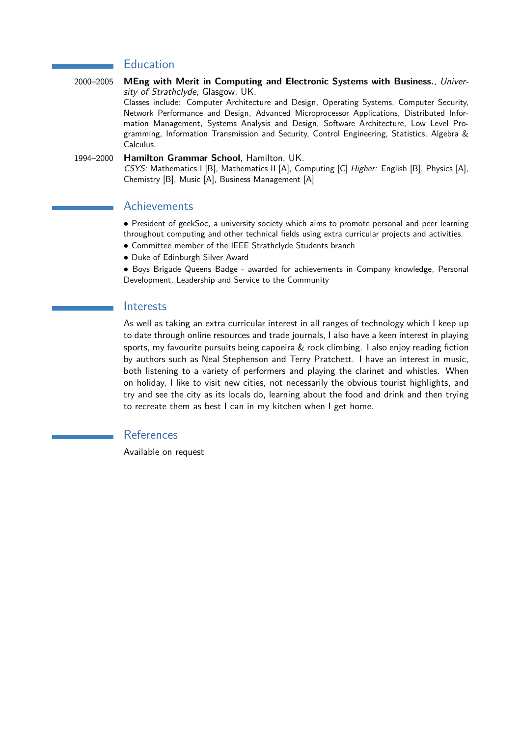## Education

2000–2005 **MEng with Merit in Computing and Electronic Systems with Business.**, *University of Strathclyde*, Glasgow, UK.
Classes include: Computer Architecture and Design, Operating Systems, Computer Security, Network Performance and Design, Advanced Microprocessor Applications, Distributed Information Management, Systems Analysis and Design, Software Architecture, Low Level Programming, Information Transmission and Security, Control Engineering, Statistics, Algebra & Calculus.

1994–2000 **Hamilton Grammar School**, Hamilton, UK.
*CSYS:* Mathematics I [B], Mathematics II [A], Computing [C] *Higher:* English [B], Physics [A], Chemistry [B], Music [A], Business Management [A]

## Achievements

- President of geekSoc, a university society which aims to promote personal and peer learning throughout computing and other technical fields using extra curricular projects and activities.
- Committee member of the IEEE Strathclyde Students branch
- Duke of Edinburgh Silver Award
- Boys Brigade Queens Badge - awarded for achievements in Company knowledge, Personal Development, Leadership and Service to the Community

## Interests

As well as taking an extra curricular interest in all ranges of technology which I keep up to date through online resources and trade journals, I also have a keen interest in playing sports, my favourite pursuits being capoeira & rock climbing. I also enjoy reading fiction by authors such as Neal Stephenson and Terry Pratchett. I have an interest in music, both listening to a variety of performers and playing the clarinet and whistles. When on holiday, I like to visit new cities, not necessarily the obvious tourist highlights, and try and see the city as its locals do, learning about the food and drink and then trying to recreate them as best I can in my kitchen when I get home.

## References

Available on request